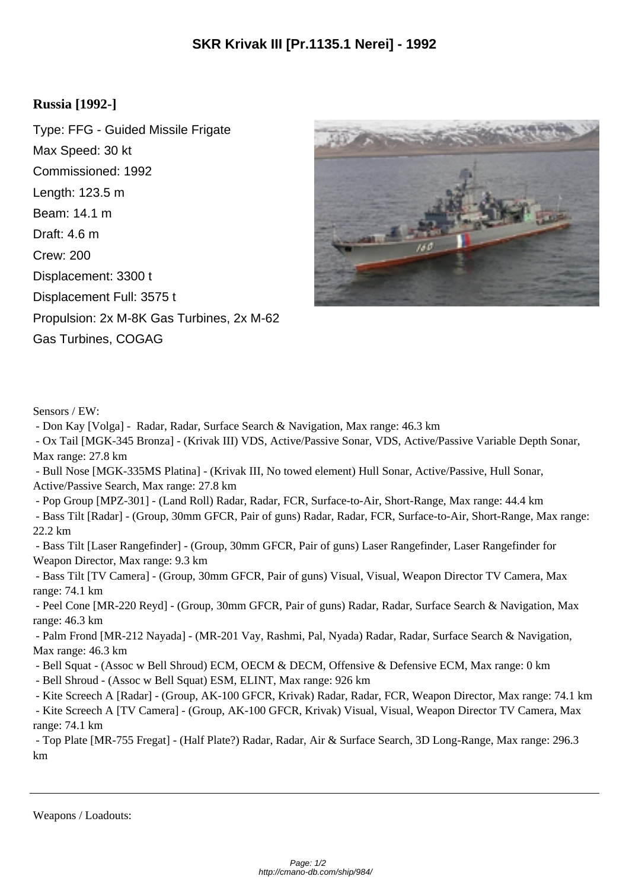# SKR Krivak III [Pr.1135.1 Nerei] - 1992

## Russia [1992-]

Type: FFG - Guided Missile Frigate

Max Speed: 30 kt

Commissioned: 1992

Length: 123.5 m

Beam: 14.1 m

Draft: 4.6 m

Crew: 200

Displacement: 3300 t

Displacement Full: 3575 t

Propulsion: 2x M-8K Gas Turbines, 2x M-62 Gas Turbines, COGAG

Sensors / EW:

- Don Kay [Volga] - Radar, Radar, Surface Search & Navigation, Max range: 46.3 km
- Ox Tail [MGK-345 Bronza] - (Krivak III) VDS, Active/Passive Sonar, VDS, Active/Passive Variable Depth Sonar, Max range: 27.8 km
- Bull Nose [MGK-335MS Platina] - (Krivak III, No towed element) Hull Sonar, Active/Passive, Hull Sonar, Active/Passive Search, Max range: 27.8 km
- Pop Group [MPZ-301] - (Land Roll) Radar, Radar, FCR, Surface-to-Air, Short-Range, Max range: 44.4 km
- Bass Tilt [Radar] - (Group, 30mm GFCR, Pair of guns) Radar, Radar, FCR, Surface-to-Air, Short-Range, Max range: 22.2 km
- Bass Tilt [Laser Rangefinder] - (Group, 30mm GFCR, Pair of guns) Laser Rangefinder, Laser Rangefinder for Weapon Director, Max range: 9.3 km
- Bass Tilt [TV Camera] - (Group, 30mm GFCR, Pair of guns) Visual, Visual, Weapon Director TV Camera, Max range: 74.1 km
- Peel Cone [MR-220 Reyd] - (Group, 30mm GFCR, Pair of guns) Radar, Radar, Surface Search & Navigation, Max range: 46.3 km
- Palm Frond [MR-212 Nayada] - (MR-201 Vay, Rashmi, Pal, Nyada) Radar, Radar, Surface Search & Navigation, Max range: 46.3 km
- Bell Squat - (Assoc w Bell Shroud) ECM, OECM & DECM, Offensive & Defensive ECM, Max range: 0 km
- Bell Shroud - (Assoc w Bell Squat) ESM, ELINT, Max range: 926 km
- Kite Screech A [Radar] - (Group, AK-100 GFCR, Krivak) Radar, Radar, FCR, Weapon Director, Max range: 74.1 km
- Kite Screech A [TV Camera] - (Group, AK-100 GFCR, Krivak) Visual, Visual, Weapon Director TV Camera, Max range: 74.1 km
- Top Plate [MR-755 Fregat] - (Half Plate?) Radar, Radar, Air & Surface Search, 3D Long-Range, Max range: 296.3 km

---

Weapons / Loadouts: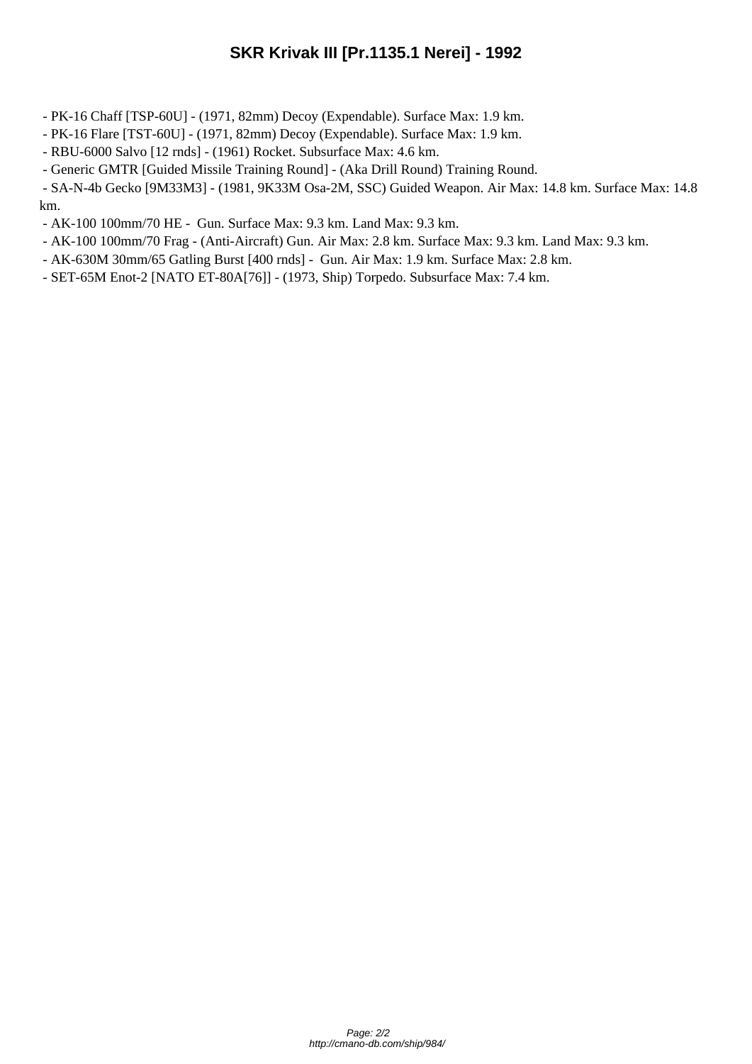- PK-16 Chaff [TSP-60U] - (1971, 82mm) Decoy (Expendable). Surface Max: 1.9 km.
- PK-16 Flare [TST-60U] - (1971, 82mm) Decoy (Expendable). Surface Max: 1.9 km.
- RBU-6000 Salvo [12 rnds] - (1961) Rocket. Subsurface Max: 4.6 km.
- Generic GMTR [Guided Missile Training Round] - (Aka Drill Round) Training Round.
- SA-N-4b Gecko [9M33M3] - (1981, 9K33M Osa-2M, SSC) Guided Weapon. Air Max: 14.8 km. Surface Max: 14.8 km.
- AK-100 100mm/70 HE - Gun. Surface Max: 9.3 km. Land Max: 9.3 km.
- AK-100 100mm/70 Frag - (Anti-Aircraft) Gun. Air Max: 2.8 km. Surface Max: 9.3 km. Land Max: 9.3 km.
- AK-630M 30mm/65 Gatling Burst [400 rnds] - Gun. Air Max: 1.9 km. Surface Max: 2.8 km.
- SET-65M Enot-2 [NATO ET-80A[76]] - (1973, Ship) Torpedo. Subsurface Max: 7.4 km.